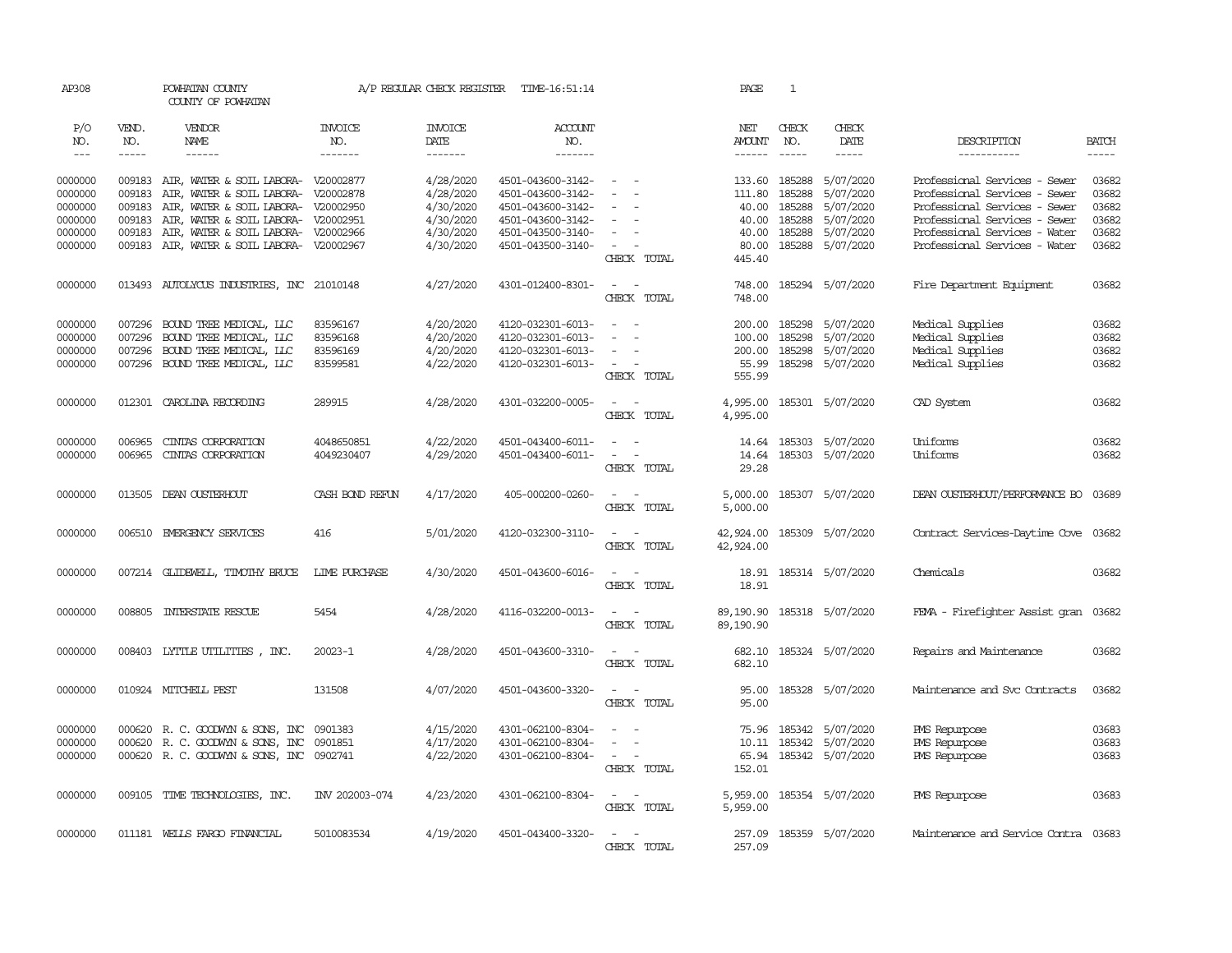AP308 POWHATAN COUNTY A/P REGULAR CHECK REGISTER TIME-16:51:14 PAGE 1

COUNTY OF POWHATAN

| P/O NO. | VEND. NO. | VENDOR NAME | INVOICE NO. | INVOICE DATE | ACCOUNT NO. | | NET AMOUNT | CHECK NO. | CHECK DATE | DESCRIPTION | BATCH |
|---|---|---|---|---|---|---|---|---|---|---|---|
| 0000000 | 009183 | AIR, WATER & SOIL LABORA- | V20002877 | 4/28/2020 | 4501-043600-3142- | - - | 133.60 | 185288 | 5/07/2020 | Professional Services - Sewer | 03682 |
| 0000000 | 009183 | AIR, WATER & SOIL LABORA- | V20002878 | 4/28/2020 | 4501-043600-3142- | - - | 111.80 | 185288 | 5/07/2020 | Professional Services - Sewer | 03682 |
| 0000000 | 009183 | AIR, WATER & SOIL LABORA- | V20002950 | 4/30/2020 | 4501-043600-3142- | - - | 40.00 | 185288 | 5/07/2020 | Professional Services - Sewer | 03682 |
| 0000000 | 009183 | AIR, WATER & SOIL LABORA- | V20002951 | 4/30/2020 | 4501-043600-3142- | - - | 40.00 | 185288 | 5/07/2020 | Professional Services - Sewer | 03682 |
| 0000000 | 009183 | AIR, WATER & SOIL LABORA- | V20002966 | 4/30/2020 | 4501-043500-3140- | - - | 40.00 | 185288 | 5/07/2020 | Professional Services - Water | 03682 |
| 0000000 | 009183 | AIR, WATER & SOIL LABORA- | V20002967 | 4/30/2020 | 4501-043500-3140- | - - | 80.00 | 185288 | 5/07/2020 | Professional Services - Water | 03682 |
| | | | | | | CHECK TOTAL | 445.40 | | | | |
| 0000000 | 013493 | AUTOLYCUS INDUSTRIES, INC | 21010148 | 4/27/2020 | 4301-012400-8301- | - - | 748.00 | 185294 | 5/07/2020 | Fire Department Equipment | 03682 |
| | | | | | | CHECK TOTAL | 748.00 | | | | |
| 0000000 | 007296 | BOUND TREE MEDICAL, LLC | 83596167 | 4/20/2020 | 4120-032301-6013- | - - | 200.00 | 185298 | 5/07/2020 | Medical Supplies | 03682 |
| 0000000 | 007296 | BOUND TREE MEDICAL, LLC | 83596168 | 4/20/2020 | 4120-032301-6013- | - - | 100.00 | 185298 | 5/07/2020 | Medical Supplies | 03682 |
| 0000000 | 007296 | BOUND TREE MEDICAL, LLC | 83596169 | 4/20/2020 | 4120-032301-6013- | - - | 200.00 | 185298 | 5/07/2020 | Medical Supplies | 03682 |
| 0000000 | 007296 | BOUND TREE MEDICAL, LLC | 83599581 | 4/22/2020 | 4120-032301-6013- | - - | 55.99 | 185298 | 5/07/2020 | Medical Supplies | 03682 |
| | | | | | | CHECK TOTAL | 555.99 | | | | |
| 0000000 | 012301 | CAROLINA RECORDING | 289915 | 4/28/2020 | 4301-032200-0005- | - - | 4,995.00 | 185301 | 5/07/2020 | CAD System | 03682 |
| | | | | | | CHECK TOTAL | 4,995.00 | | | | |
| 0000000 | 006965 | CINTAS CORPORATION | 4048650851 | 4/22/2020 | 4501-043400-6011- | - - | 14.64 | 185303 | 5/07/2020 | Uniforms | 03682 |
| 0000000 | 006965 | CINTAS CORPORATION | 4049230407 | 4/29/2020 | 4501-043400-6011- | - - | 14.64 | 185303 | 5/07/2020 | Uniforms | 03682 |
| | | | | | | CHECK TOTAL | 29.28 | | | | |
| 0000000 | 013505 | DEAN OUSTERHOUT | CASH BOND REFUN | 4/17/2020 | 405-000200-0260- | - - | 5,000.00 | 185307 | 5/07/2020 | DEAN OUSTERHOUT/PERFORMANCE BO | 03689 |
| | | | | | | CHECK TOTAL | 5,000.00 | | | | |
| 0000000 | 006510 | EMERGENCY SERVICES | 416 | 5/01/2020 | 4120-032300-3110- | - - | 42,924.00 | 185309 | 5/07/2020 | Contract Services-Daytime Cove | 03682 |
| | | | | | | CHECK TOTAL | 42,924.00 | | | | |
| 0000000 | 007214 | GLIDEWELL, TIMOTHY BRUCE | LIME PURCHASE | 4/30/2020 | 4501-043600-6016- | - - | 18.91 | 185314 | 5/07/2020 | Chemicals | 03682 |
| | | | | | | CHECK TOTAL | 18.91 | | | | |
| 0000000 | 008805 | INTERSTATE RESCUE | 5454 | 4/28/2020 | 4116-032200-0013- | - - | 89,190.90 | 185318 | 5/07/2020 | FEMA - Firefighter Assist gran | 03682 |
| | | | | | | CHECK TOTAL | 89,190.90 | | | | |
| 0000000 | 008403 | LYTTLE UTILITIES , INC. | 20023-1 | 4/28/2020 | 4501-043600-3310- | - - | 682.10 | 185324 | 5/07/2020 | Repairs and Maintenance | 03682 |
| | | | | | | CHECK TOTAL | 682.10 | | | | |
| 0000000 | 010924 | MITCHELL PEST | 131508 | 4/07/2020 | 4501-043600-3320- | - - | 95.00 | 185328 | 5/07/2020 | Maintenance and Svc Contracts | 03682 |
| | | | | | | CHECK TOTAL | 95.00 | | | | |
| 0000000 | 000620 | R. C. GOODWYN & SONS, INC | 0901383 | 4/15/2020 | 4301-062100-8304- | - - | 75.96 | 185342 | 5/07/2020 | PMS Repurpose | 03683 |
| 0000000 | 000620 | R. C. GOODWYN & SONS, INC | 0901851 | 4/17/2020 | 4301-062100-8304- | - - | 10.11 | 185342 | 5/07/2020 | PMS Repurpose | 03683 |
| 0000000 | 000620 | R. C. GOODWYN & SONS, INC | 0902741 | 4/22/2020 | 4301-062100-8304- | - - | 65.94 | 185342 | 5/07/2020 | PMS Repurpose | 03683 |
| | | | | | | CHECK TOTAL | 152.01 | | | | |
| 0000000 | 009105 | TIME TECHNOLOGIES, INC. | INV 202003-074 | 4/23/2020 | 4301-062100-8304- | - - | 5,959.00 | 185354 | 5/07/2020 | PMS Repurpose | 03683 |
| | | | | | | CHECK TOTAL | 5,959.00 | | | | |
| 0000000 | 011181 | WELLS FARGO FINANCIAL | 5010083534 | 4/19/2020 | 4501-043400-3320- | - - | 257.09 | 185359 | 5/07/2020 | Maintenance and Service Contra | 03683 |
| | | | | | | CHECK TOTAL | 257.09 | | | | |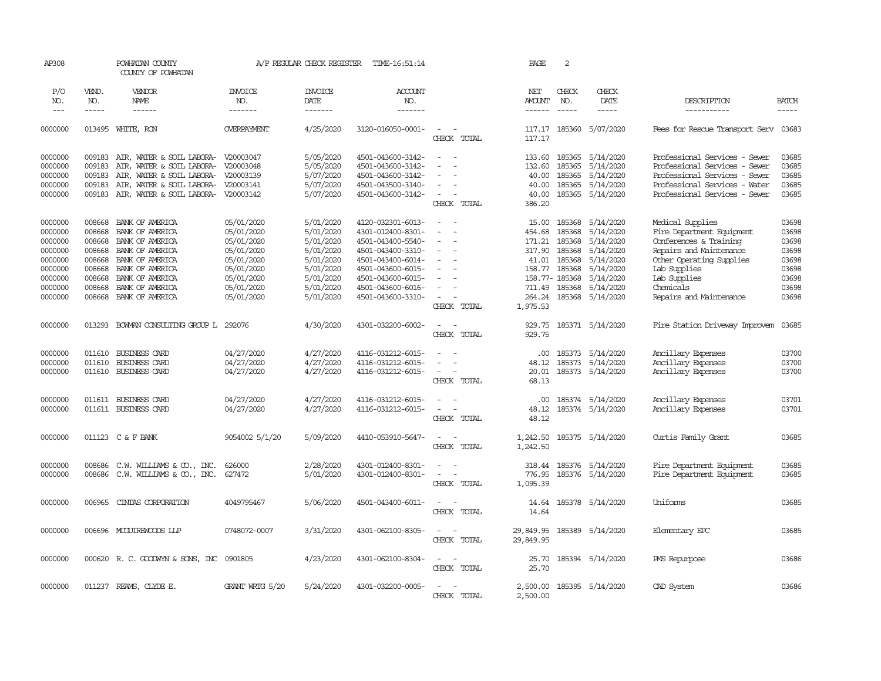AP308 POWHATAN COUNTY A/P REGULAR CHECK REGISTER TIME-16:51:14

COUNTY OF POWHATAN

| P/O NO. | VEND. NO. | VENDOR NAME | INVOICE NO. | INVOICE DATE | ACCOUNT NO. | | NET AMOUNT | CHECK NO. | CHECK DATE | DESCRIPTION | BATCH |
|---|---|---|---|---|---|---|---|---|---|---|---|
| 0000000 | 013495 | WHITE, RON | OVERPAYMENT | 4/25/2020 | 3120-016050-0001- | - - | 117.17 | 185360 | 5/07/2020 | Fees for Rescue Transport Serv | 03683 |
| | | | | | | CHECK TOTAL | 117.17 | | | | |
| 0000000 | 009183 | AIR, WATER & SOIL LABORA- | V20003047 | 5/05/2020 | 4501-043600-3142- | - - | 133.60 | 185365 | 5/14/2020 | Professional Services - Sewer | 03685 |
| 0000000 | 009183 | AIR, WATER & SOIL LABORA- | V20003048 | 5/05/2020 | 4501-043600-3142- | - - | 132.60 | 185365 | 5/14/2020 | Professional Services - Sewer | 03685 |
| 0000000 | 009183 | AIR, WATER & SOIL LABORA- | V20003139 | 5/07/2020 | 4501-043600-3142- | - - | 40.00 | 185365 | 5/14/2020 | Professional Services - Sewer | 03685 |
| 0000000 | 009183 | AIR, WATER & SOIL LABORA- | V20003141 | 5/07/2020 | 4501-043500-3140- | - - | 40.00 | 185365 | 5/14/2020 | Professional Services - Water | 03685 |
| 0000000 | 009183 | AIR, WATER & SOIL LABORA- | V20003142 | 5/07/2020 | 4501-043600-3142- | - - | 40.00 | 185365 | 5/14/2020 | Professional Services - Sewer | 03685 |
| | | | | | | CHECK TOTAL | 386.20 | | | | |
| 0000000 | 008668 | BANK OF AMERICA | 05/01/2020 | 5/01/2020 | 4120-032301-6013- | - - | 15.00 | 185368 | 5/14/2020 | Medical Supplies | 03698 |
| 0000000 | 008668 | BANK OF AMERICA | 05/01/2020 | 5/01/2020 | 4301-012400-8301- | - - | 454.68 | 185368 | 5/14/2020 | Fire Department Equipment | 03698 |
| 0000000 | 008668 | BANK OF AMERICA | 05/01/2020 | 5/01/2020 | 4501-043400-5540- | - - | 171.21 | 185368 | 5/14/2020 | Conferences & Training | 03698 |
| 0000000 | 008668 | BANK OF AMERICA | 05/01/2020 | 5/01/2020 | 4501-043400-3310- | - - | 317.90 | 185368 | 5/14/2020 | Repairs and Maintenance | 03698 |
| 0000000 | 008668 | BANK OF AMERICA | 05/01/2020 | 5/01/2020 | 4501-043400-6014- | - - | 41.01 | 185368 | 5/14/2020 | Other Operating Supplies | 03698 |
| 0000000 | 008668 | BANK OF AMERICA | 05/01/2020 | 5/01/2020 | 4501-043600-6015- | - - | 158.77 | 185368 | 5/14/2020 | Lab Supplies | 03698 |
| 0000000 | 008668 | BANK OF AMERICA | 05/01/2020 | 5/01/2020 | 4501-043600-6015- | - - | 158.77- | 185368 | 5/14/2020 | Lab Supplies | 03698 |
| 0000000 | 008668 | BANK OF AMERICA | 05/01/2020 | 5/01/2020 | 4501-043600-6016- | - - | 711.49 | 185368 | 5/14/2020 | Chemicals | 03698 |
| 0000000 | 008668 | BANK OF AMERICA | 05/01/2020 | 5/01/2020 | 4501-043600-3310- | - - | 264.24 | 185368 | 5/14/2020 | Repairs and Maintenance | 03698 |
| | | | | | | CHECK TOTAL | 1,975.53 | | | | |
| 0000000 | 013293 | BOWMAN CONSULTING GROUP L | 292076 | 4/30/2020 | 4301-032200-6002- | - - | 929.75 | 185371 | 5/14/2020 | Fire Station Driveway Improvem | 03685 |
| | | | | | | CHECK TOTAL | 929.75 | | | | |
| 0000000 | 011610 | BUSINESS CARD | 04/27/2020 | 4/27/2020 | 4116-031212-6015- | - - | .00 | 185373 | 5/14/2020 | Ancillary Expenses | 03700 |
| 0000000 | 011610 | BUSINESS CARD | 04/27/2020 | 4/27/2020 | 4116-031212-6015- | - - | 48.12 | 185373 | 5/14/2020 | Ancillary Expenses | 03700 |
| 0000000 | 011610 | BUSINESS CARD | 04/27/2020 | 4/27/2020 | 4116-031212-6015- | - - | 20.01 | 185373 | 5/14/2020 | Ancillary Expenses | 03700 |
| | | | | | | CHECK TOTAL | 68.13 | | | | |
| 0000000 | 011611 | BUSINESS CARD | 04/27/2020 | 4/27/2020 | 4116-031212-6015- | - - | .00 | 185374 | 5/14/2020 | Ancillary Expenses | 03701 |
| 0000000 | 011611 | BUSINESS CARD | 04/27/2020 | 4/27/2020 | 4116-031212-6015- | - - | 48.12 | 185374 | 5/14/2020 | Ancillary Expenses | 03701 |
| | | | | | | CHECK TOTAL | 48.12 | | | | |
| 0000000 | 011123 | C & F BANK | 9054002 5/1/20 | 5/09/2020 | 4410-053910-5647- | - - | 1,242.50 | 185375 | 5/14/2020 | Curtis Family Grant | 03685 |
| | | | | | | CHECK TOTAL | 1,242.50 | | | | |
| 0000000 | 008686 | C.W. WILLIAMS & CO., INC. | 626000 | 2/28/2020 | 4301-012400-8301- | - - | 318.44 | 185376 | 5/14/2020 | Fire Department Equipment | 03685 |
| 0000000 | 008686 | C.W. WILLIAMS & CO., INC. | 627472 | 5/01/2020 | 4301-012400-8301- | - - | 776.95 | 185376 | 5/14/2020 | Fire Department Equipment | 03685 |
| | | | | | | CHECK TOTAL | 1,095.39 | | | | |
| 0000000 | 006965 | CINTAS CORPORATION | 4049795467 | 5/06/2020 | 4501-043400-6011- | - - | 14.64 | 185378 | 5/14/2020 | Uniforms | 03685 |
| | | | | | | CHECK TOTAL | 14.64 | | | | |
| 0000000 | 006696 | MCGUIREWOODS LLP | 0748072-0007 | 3/31/2020 | 4301-062100-8305- | - - | 29,849.95 | 185389 | 5/14/2020 | Elementary EPC | 03685 |
| | | | | | | CHECK TOTAL | 29,849.95 | | | | |
| 0000000 | 000620 | R. C. GOODWYN & SONS, INC | 0901805 | 4/23/2020 | 4301-062100-8304- | - - | 25.70 | 185394 | 5/14/2020 | PMS Repurpose | 03686 |
| | | | | | | CHECK TOTAL | 25.70 | | | | |
| 0000000 | 011237 | REAMS, CLYDE E. | GRANT WRTG 5/20 | 5/24/2020 | 4301-032200-0005- | - - | 2,500.00 | 185395 | 5/14/2020 | CAD System | 03686 |
| | | | | | | CHECK TOTAL | 2,500.00 | | | | |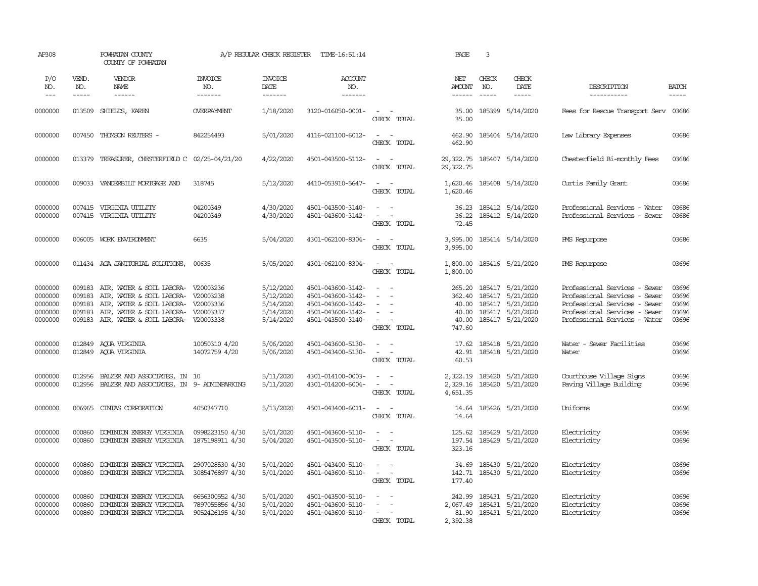AP308 POWHATAN COUNTY A/P REGULAR CHECK REGISTER TIME-16:51:14 PAGE 3

COUNTY OF POWHATAN

| P/O NO. | VEND. NO. | VENDOR NAME | INVOICE NO. | INVOICE DATE | ACCOUNT NO. | | NET AMOUNT | CHECK NO. | CHECK DATE | DESCRIPTION | BATCH |
|---|---|---|---|---|---|---|---|---|---|---|---|
| 0000000 | 013509 | SHIELDS, KAREN | OVERPAYMENT | 1/18/2020 | 3120-016050-0001- | - - | 35.00 | 185399 | 5/14/2020 | Fees for Rescue Transport Serv | 03686 |
| | | | | | | CHECK TOTAL | 35.00 | | | | |
| 0000000 | 007450 | THOMSON REUTERS - | 842254493 | 5/01/2020 | 4116-021100-6012- | - - | 462.90 | 185404 | 5/14/2020 | Law Library Expenses | 03686 |
| | | | | | | CHECK TOTAL | 462.90 | | | | |
| 0000000 | 013379 | TREASURER, CHESTERFIELD C | 02/25-04/21/20 | 4/22/2020 | 4501-043500-5112- | - - | 29,322.75 | 185407 | 5/14/2020 | Chesterfield Bi-monthly Fees | 03686 |
| | | | | | | CHECK TOTAL | 29,322.75 | | | | |
| 0000000 | 009033 | VANDERBILT MORTGAGE AND | 318745 | 5/12/2020 | 4410-053910-5647- | - - | 1,620.46 | 185408 | 5/14/2020 | Curtis Family Grant | 03686 |
| | | | | | | CHECK TOTAL | 1,620.46 | | | | |
| 0000000 | 007415 | VIRGINIA UTILITY | 04200349 | 4/30/2020 | 4501-043500-3140- | - - | 36.23 | 185412 | 5/14/2020 | Professional Services - Water | 03686 |
| 0000000 | 007415 | VIRGINIA UTILITY | 04200349 | 4/30/2020 | 4501-043600-3142- | - - | 36.22 | 185412 | 5/14/2020 | Professional Services - Sewer | 03686 |
| | | | | | | CHECK TOTAL | 72.45 | | | | |
| 0000000 | 006005 | WORK ENVIRONMENT | 6635 | 5/04/2020 | 4301-062100-8304- | - - | 3,995.00 | 185414 | 5/14/2020 | PMS Repurpose | 03686 |
| | | | | | | CHECK TOTAL | 3,995.00 | | | | |
| 0000000 | 011434 | AGA JANITORIAL SOLUTIONS, | 00635 | 5/05/2020 | 4301-062100-8304- | - - | 1,800.00 | 185416 | 5/21/2020 | PMS Repurpose | 03696 |
| | | | | | | CHECK TOTAL | 1,800.00 | | | | |
| 0000000 | 009183 | AIR, WATER & SOIL LABORA- | V20003236 | 5/12/2020 | 4501-043600-3142- | - - | 265.20 | 185417 | 5/21/2020 | Professional Services - Sewer | 03696 |
| 0000000 | 009183 | AIR, WATER & SOIL LABORA- | V20003238 | 5/12/2020 | 4501-043600-3142- | - - | 362.40 | 185417 | 5/21/2020 | Professional Services - Sewer | 03696 |
| 0000000 | 009183 | AIR, WATER & SOIL LABORA- | V20003336 | 5/14/2020 | 4501-043600-3142- | - - | 40.00 | 185417 | 5/21/2020 | Professional Services - Sewer | 03696 |
| 0000000 | 009183 | AIR, WATER & SOIL LABORA- | V20003337 | 5/14/2020 | 4501-043600-3142- | - - | 40.00 | 185417 | 5/21/2020 | Professional Services - Sewer | 03696 |
| 0000000 | 009183 | AIR, WATER & SOIL LABORA- | V20003338 | 5/14/2020 | 4501-043500-3140- | - - | 40.00 | 185417 | 5/21/2020 | Professional Services - Water | 03696 |
| | | | | | | CHECK TOTAL | 747.60 | | | | |
| 0000000 | 012849 | AQUA VIRGINIA | 10050310 4/20 | 5/06/2020 | 4501-043600-5130- | - - | 17.62 | 185418 | 5/21/2020 | Water - Sewer Facilities | 03696 |
| 0000000 | 012849 | AQUA VIRGINIA | 14072759 4/20 | 5/06/2020 | 4501-043400-5130- | - - | 42.91 | 185418 | 5/21/2020 | Water | 03696 |
| | | | | | | CHECK TOTAL | 60.53 | | | | |
| 0000000 | 012956 | BALZER AND ASSOCIATES, IN | 10 | 5/11/2020 | 4301-014100-0003- | - - | 2,322.19 | 185420 | 5/21/2020 | Courthouse Village Signs | 03696 |
| 0000000 | 012956 | BALZER AND ASSOCIATES, IN | 9- ADMINPARKING | 5/11/2020 | 4301-014200-6004- | - - | 2,329.16 | 185420 | 5/21/2020 | Paving Village Building | 03696 |
| | | | | | | CHECK TOTAL | 4,651.35 | | | | |
| 0000000 | 006965 | CINTAS CORPORATION | 4050347710 | 5/13/2020 | 4501-043400-6011- | - - | 14.64 | 185426 | 5/21/2020 | Uniforms | 03696 |
| | | | | | | CHECK TOTAL | 14.64 | | | | |
| 0000000 | 000860 | DOMINION ENERGY VIRGINIA | 0998223150 4/30 | 5/01/2020 | 4501-043600-5110- | - - | 125.62 | 185429 | 5/21/2020 | Electricity | 03696 |
| 0000000 | 000860 | DOMINION ENERGY VIRGINIA | 1875198911 4/30 | 5/04/2020 | 4501-043500-5110- | - - | 197.54 | 185429 | 5/21/2020 | Electricity | 03696 |
| | | | | | | CHECK TOTAL | 323.16 | | | | |
| 0000000 | 000860 | DOMINION ENERGY VIRGINIA | 2907028530 4/30 | 5/01/2020 | 4501-043400-5110- | - - | 34.69 | 185430 | 5/21/2020 | Electricity | 03696 |
| 0000000 | 000860 | DOMINION ENERGY VIRGINIA | 3085476897 4/30 | 5/01/2020 | 4501-043600-5110- | - - | 142.71 | 185430 | 5/21/2020 | Electricity | 03696 |
| | | | | | | CHECK TOTAL | 177.40 | | | | |
| 0000000 | 000860 | DOMINION ENERGY VIRGINIA | 6656300552 4/30 | 5/01/2020 | 4501-043500-5110- | - - | 242.99 | 185431 | 5/21/2020 | Electricity | 03696 |
| 0000000 | 000860 | DOMINION ENERGY VIRGINIA | 7897055856 4/30 | 5/01/2020 | 4501-043600-5110- | - - | 2,067.49 | 185431 | 5/21/2020 | Electricity | 03696 |
| 0000000 | 000860 | DOMINION ENERGY VIRGINIA | 9052426195 4/30 | 5/01/2020 | 4501-043600-5110- | - - | 81.90 | 185431 | 5/21/2020 | Electricity | 03696 |
| | | | | | | CHECK TOTAL | 2,392.38 | | | | |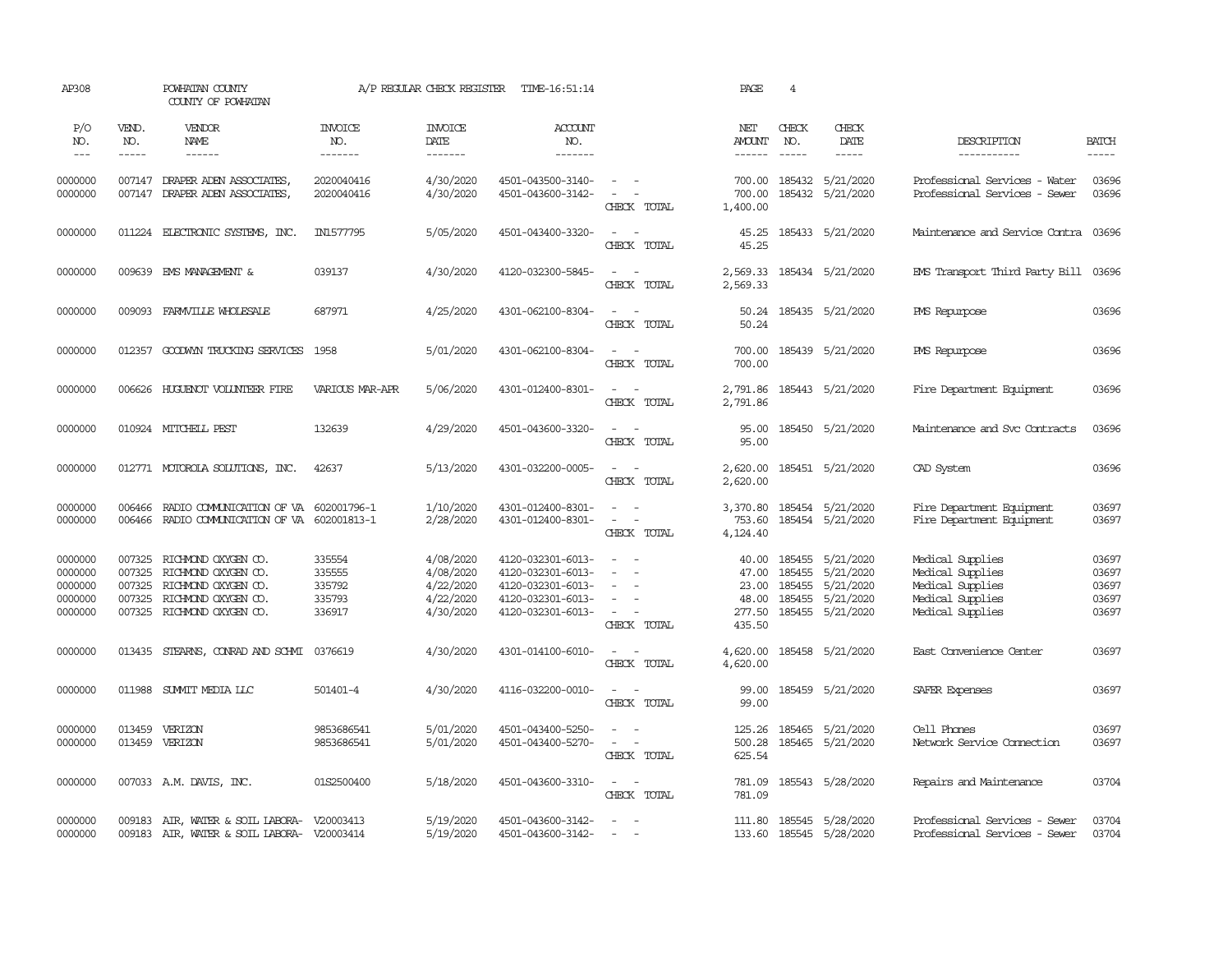AP308 POWHATAN COUNTY A/P REGULAR CHECK REGISTER TIME-16:51:14 PAGE 4

COUNTY OF POWHATAN

| P/O NO. | VEND. NO. | VENDOR NAME | INVOICE NO. | INVOICE DATE | ACCOUNT NO. | | NET AMOUNT | CHECK NO. | CHECK DATE | DESCRIPTION | BATCH |
|---|---|---|---|---|---|---|---|---|---|---|---|
| 0000000 | 007147 | DRAPER ADEN ASSOCIATES, | 2020040416 | 4/30/2020 | 4501-043500-3140- | - - | 700.00 | 185432 | 5/21/2020 | Professional Services - Water | 03696 |
| 0000000 | 007147 | DRAPER ADEN ASSOCIATES, | 2020040416 | 4/30/2020 | 4501-043600-3142- | - - | 700.00 | 185432 | 5/21/2020 | Professional Services - Sewer | 03696 |
| | | | | | | CHECK TOTAL | 1,400.00 | | | | |
| 0000000 | 011224 | ELECTRONIC SYSTEMS, INC. | IN1577795 | 5/05/2020 | 4501-043400-3320- | - - | 45.25 | 185433 | 5/21/2020 | Maintenance and Service Contra | 03696 |
| | | | | | | CHECK TOTAL | 45.25 | | | | |
| 0000000 | 009639 | EMS MANAGEMENT & | 039137 | 4/30/2020 | 4120-032300-5845- | - - | 2,569.33 | 185434 | 5/21/2020 | EMS Transport Third Party Bill | 03696 |
| | | | | | | CHECK TOTAL | 2,569.33 | | | | |
| 0000000 | 009093 | FARMVILLE WHOLESALE | 687971 | 4/25/2020 | 4301-062100-8304- | - - | 50.24 | 185435 | 5/21/2020 | PMS Repurpose | 03696 |
| | | | | | | CHECK TOTAL | 50.24 | | | | |
| 0000000 | 012357 | GOODWYN TRUCKING SERVICES | 1958 | 5/01/2020 | 4301-062100-8304- | - - | 700.00 | 185439 | 5/21/2020 | PMS Repurpose | 03696 |
| | | | | | | CHECK TOTAL | 700.00 | | | | |
| 0000000 | 006626 | HUGUENOT VOLUNTEER FIRE | VARIOUS MAR-APR | 5/06/2020 | 4301-012400-8301- | - - | 2,791.86 | 185443 | 5/21/2020 | Fire Department Equipment | 03696 |
| | | | | | | CHECK TOTAL | 2,791.86 | | | | |
| 0000000 | 010924 | MITCHELL PEST | 132639 | 4/29/2020 | 4501-043600-3320- | - - | 95.00 | 185450 | 5/21/2020 | Maintenance and Svc Contracts | 03696 |
| | | | | | | CHECK TOTAL | 95.00 | | | | |
| 0000000 | 012771 | MOTOROLA SOLUTIONS, INC. | 42637 | 5/13/2020 | 4301-032200-0005- | - - | 2,620.00 | 185451 | 5/21/2020 | CAD System | 03696 |
| | | | | | | CHECK TOTAL | 2,620.00 | | | | |
| 0000000 | 006466 | RADIO COMMUNICATION OF VA | 602001796-1 | 1/10/2020 | 4301-012400-8301- | - - | 3,370.80 | 185454 | 5/21/2020 | Fire Department Equipment | 03697 |
| 0000000 | 006466 | RADIO COMMUNICATION OF VA | 602001813-1 | 2/28/2020 | 4301-012400-8301- | - - | 753.60 | 185454 | 5/21/2020 | Fire Department Equipment | 03697 |
| | | | | | | CHECK TOTAL | 4,124.40 | | | | |
| 0000000 | 007325 | RICHMOND OXYGEN CO. | 335554 | 4/08/2020 | 4120-032301-6013- | - - | 40.00 | 185455 | 5/21/2020 | Medical Supplies | 03697 |
| 0000000 | 007325 | RICHMOND OXYGEN CO. | 335555 | 4/08/2020 | 4120-032301-6013- | - - | 47.00 | 185455 | 5/21/2020 | Medical Supplies | 03697 |
| 0000000 | 007325 | RICHMOND OXYGEN CO. | 335792 | 4/22/2020 | 4120-032301-6013- | - - | 23.00 | 185455 | 5/21/2020 | Medical Supplies | 03697 |
| 0000000 | 007325 | RICHMOND OXYGEN CO. | 335793 | 4/22/2020 | 4120-032301-6013- | - - | 48.00 | 185455 | 5/21/2020 | Medical Supplies | 03697 |
| 0000000 | 007325 | RICHMOND OXYGEN CO. | 336917 | 4/30/2020 | 4120-032301-6013- | - - | 277.50 | 185455 | 5/21/2020 | Medical Supplies | 03697 |
| | | | | | | CHECK TOTAL | 435.50 | | | | |
| 0000000 | 013435 | STEARNS, CONRAD AND SCHMI | 0376619 | 4/30/2020 | 4301-014100-6010- | - - | 4,620.00 | 185458 | 5/21/2020 | East Convenience Center | 03697 |
| | | | | | | CHECK TOTAL | 4,620.00 | | | | |
| 0000000 | 011988 | SUMMIT MEDIA LLC | 501401-4 | 4/30/2020 | 4116-032200-0010- | - - | 99.00 | 185459 | 5/21/2020 | SAFER Expenses | 03697 |
| | | | | | | CHECK TOTAL | 99.00 | | | | |
| 0000000 | 013459 | VERIZON | 9853686541 | 5/01/2020 | 4501-043400-5250- | - - | 125.26 | 185465 | 5/21/2020 | Cell Phones | 03697 |
| 0000000 | 013459 | VERIZON | 9853686541 | 5/01/2020 | 4501-043400-5270- | - - | 500.28 | 185465 | 5/21/2020 | Network Service Connection | 03697 |
| | | | | | | CHECK TOTAL | 625.54 | | | | |
| 0000000 | 007033 | A.M. DAVIS, INC. | 01S2500400 | 5/18/2020 | 4501-043600-3310- | - - | 781.09 | 185543 | 5/28/2020 | Repairs and Maintenance | 03704 |
| | | | | | | CHECK TOTAL | 781.09 | | | | |
| 0000000 | 009183 | AIR, WATER & SOIL LABORA- | V20003413 | 5/19/2020 | 4501-043600-3142- | - - | 111.80 | 185545 | 5/28/2020 | Professional Services - Sewer | 03704 |
| 0000000 | 009183 | AIR, WATER & SOIL LABORA- | V20003414 | 5/19/2020 | 4501-043600-3142- | - - | 133.60 | 185545 | 5/28/2020 | Professional Services - Sewer | 03704 |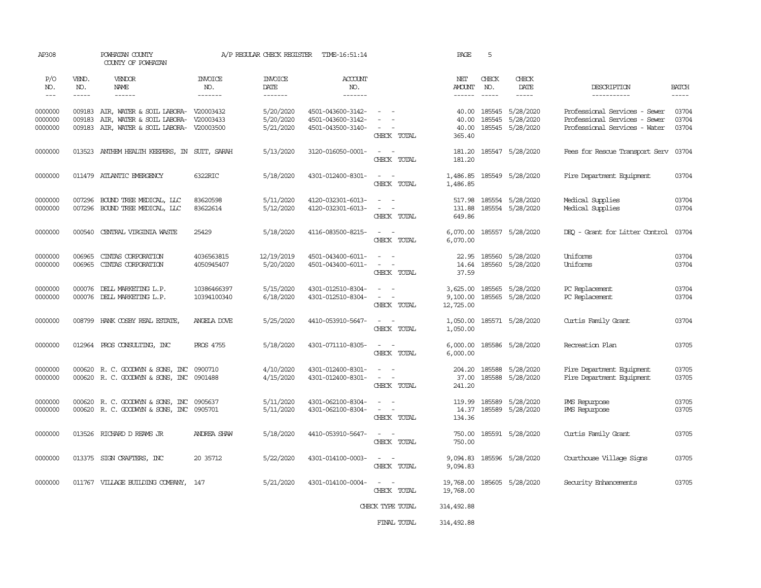AP308 POWHATAN COUNTY A/P REGULAR CHECK REGISTER TIME-16:51:14 PAGE 5

COUNTY OF POWHATAN

| P/O NO. | VEND. NO. | VENDOR NAME | INVOICE NO. | INVOICE DATE | ACCOUNT NO. | | NET AMOUNT | CHECK NO. | CHECK DATE | DESCRIPTION | BATCH |
|---|---|---|---|---|---|---|---|---|---|---|---|
| --- | ----- | ------ | ------- | ------- | ------- | | ------ | ----- | ----- | ----------- | ----- |
| 0000000 | 009183 | AIR, WATER & SOIL LABORA- | V20003432 | 5/20/2020 | 4501-043600-3142- | - - | 40.00 | 185545 | 5/28/2020 | Professional Services - Sewer | 03704 |
| 0000000 | 009183 | AIR, WATER & SOIL LABORA- | V20003433 | 5/20/2020 | 4501-043600-3142- | - - | 40.00 | 185545 | 5/28/2020 | Professional Services - Sewer | 03704 |
| 0000000 | 009183 | AIR, WATER & SOIL LABORA- | V20003500 | 5/21/2020 | 4501-043500-3140- | - - | 40.00 | 185545 | 5/28/2020 | Professional Services - Water | 03704 |
| | | | | | | CHECK TOTAL | 365.40 | | | | |
| 0000000 | 013523 | ANTHEM HEALTH KEEPERS, IN | SUIT, SARAH | 5/13/2020 | 3120-016050-0001- | - - | 181.20 | 185547 | 5/28/2020 | Fees for Rescue Transport Serv | 03704 |
| | | | | | | CHECK TOTAL | 181.20 | | | | |
| 0000000 | 011479 | ATLANTIC EMERGENCY | 6322RIC | 5/18/2020 | 4301-012400-8301- | - - | 1,486.85 | 185549 | 5/28/2020 | Fire Department Equipment | 03704 |
| | | | | | | CHECK TOTAL | 1,486.85 | | | | |
| 0000000 | 007296 | BOUND TREE MEDICAL, LLC | 83620598 | 5/11/2020 | 4120-032301-6013- | - - | 517.98 | 185554 | 5/28/2020 | Medical Supplies | 03704 |
| 0000000 | 007296 | BOUND TREE MEDICAL, LLC | 83622614 | 5/12/2020 | 4120-032301-6013- | - - | 131.88 | 185554 | 5/28/2020 | Medical Supplies | 03704 |
| | | | | | | CHECK TOTAL | 649.86 | | | | |
| 0000000 | 000540 | CENTRAL VIRGINIA WASTE | 25429 | 5/18/2020 | 4116-083500-8215- | - - | 6,070.00 | 185557 | 5/28/2020 | DEQ - Grant for Litter Control | 03704 |
| | | | | | | CHECK TOTAL | 6,070.00 | | | | |
| 0000000 | 006965 | CINTAS CORPORATION | 4036563815 | 12/19/2019 | 4501-043400-6011- | - - | 22.95 | 185560 | 5/28/2020 | Uniforms | 03704 |
| 0000000 | 006965 | CINTAS CORPORATION | 4050945407 | 5/20/2020 | 4501-043400-6011- | - - | 14.64 | 185560 | 5/28/2020 | Uniforms | 03704 |
| | | | | | | CHECK TOTAL | 37.59 | | | | |
| 0000000 | 000076 | DELL MARKETING L.P. | 10386466397 | 5/15/2020 | 4301-012510-8304- | - - | 3,625.00 | 185565 | 5/28/2020 | PC Replacement | 03704 |
| 0000000 | 000076 | DELL MARKETING L.P. | 10394100340 | 6/18/2020 | 4301-012510-8304- | - - | 9,100.00 | 185565 | 5/28/2020 | PC Replacement | 03704 |
| | | | | | | CHECK TOTAL | 12,725.00 | | | | |
| 0000000 | 008799 | HANK COSBY REAL ESTATE, | ANGELA DOVE | 5/25/2020 | 4410-053910-5647- | - - | 1,050.00 | 185571 | 5/28/2020 | Curtis Family Grant | 03704 |
| | | | | | | CHECK TOTAL | 1,050.00 | | | | |
| 0000000 | 012964 | PROS CONSULTING, INC | PROS 4755 | 5/18/2020 | 4301-071110-8305- | - - | 6,000.00 | 185586 | 5/28/2020 | Recreation Plan | 03705 |
| | | | | | | CHECK TOTAL | 6,000.00 | | | | |
| 0000000 | 000620 | R. C. GOODWYN & SONS, INC | 0900710 | 4/10/2020 | 4301-012400-8301- | - - | 204.20 | 185588 | 5/28/2020 | Fire Department Equipment | 03705 |
| 0000000 | 000620 | R. C. GOODWYN & SONS, INC | 0901488 | 4/15/2020 | 4301-012400-8301- | - - | 37.00 | 185588 | 5/28/2020 | Fire Department Equipment | 03705 |
| | | | | | | CHECK TOTAL | 241.20 | | | | |
| 0000000 | 000620 | R. C. GOODWYN & SONS, INC | 0905637 | 5/11/2020 | 4301-062100-8304- | - - | 119.99 | 185589 | 5/28/2020 | PMS Repurpose | 03705 |
| 0000000 | 000620 | R. C. GOODWYN & SONS, INC | 0905701 | 5/11/2020 | 4301-062100-8304- | - - | 14.37 | 185589 | 5/28/2020 | PMS Repurpose | 03705 |
| | | | | | | CHECK TOTAL | 134.36 | | | | |
| 0000000 | 013526 | RICHARD D REAMS JR | ANDREA SHAW | 5/18/2020 | 4410-053910-5647- | - - | 750.00 | 185591 | 5/28/2020 | Curtis Family Grant | 03705 |
| | | | | | | CHECK TOTAL | 750.00 | | | | |
| 0000000 | 013375 | SIGN CRAFTERS, INC | 20 35712 | 5/22/2020 | 4301-014100-0003- | - - | 9,094.83 | 185596 | 5/28/2020 | Courthouse Village Signs | 03705 |
| | | | | | | CHECK TOTAL | 9,094.83 | | | | |
| 0000000 | 011767 | VILLAGE BUILDING COMPANY, | 147 | 5/21/2020 | 4301-014100-0004- | - - | 19,768.00 | 185605 | 5/28/2020 | Security Enhancements | 03705 |
| | | | | | | CHECK TOTAL | 19,768.00 | | | | |
| | | | | | | CHECK TYPE TOTAL | 314,492.88 | | | | |
| | | | | | | FINAL TOTAL | 314,492.88 | | | | |